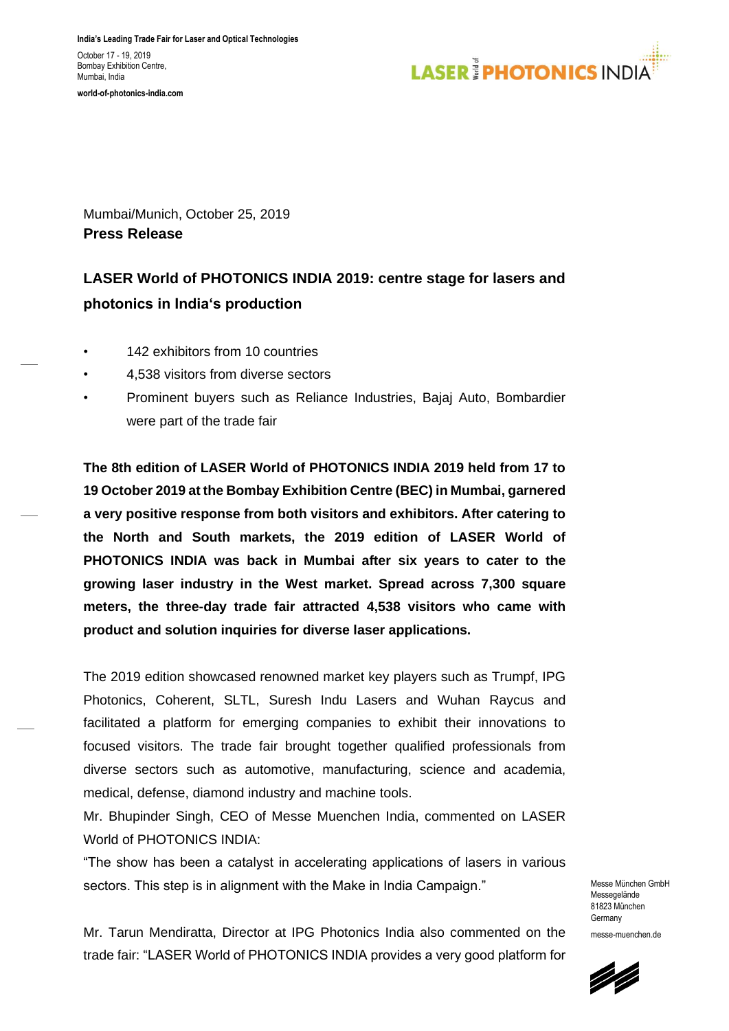India's Leading Trade Fair for Laser and Optical Technologies

October 17 - 19, 2019
Bombay Exhibition Centre,
Mumbai, India

world-of-photonics-india.com

Mumbai/Munich, October 25, 2019

**Press Release**

## LASER World of PHOTONICS INDIA 2019: centre stage for lasers and photonics in India's production

- 142 exhibitors from 10 countries
- 4,538 visitors from diverse sectors
- Prominent buyers such as Reliance Industries, Bajaj Auto, Bombardier were part of the trade fair

**The 8th edition of LASER World of PHOTONICS INDIA 2019 held from 17 to 19 October 2019 at the Bombay Exhibition Centre (BEC) in Mumbai, garnered a very positive response from both visitors and exhibitors. After catering to the North and South markets, the 2019 edition of LASER World of PHOTONICS INDIA was back in Mumbai after six years to cater to the growing laser industry in the West market. Spread across 7,300 square meters, the three-day trade fair attracted 4,538 visitors who came with product and solution inquiries for diverse laser applications.**

The 2019 edition showcased renowned market key players such as Trumpf, IPG Photonics, Coherent, SLTL, Suresh Indu Lasers and Wuhan Raycus and facilitated a platform for emerging companies to exhibit their innovations to focused visitors. The trade fair brought together qualified professionals from diverse sectors such as automotive, manufacturing, science and academia, medical, defense, diamond industry and machine tools.

Mr. Bhupinder Singh, CEO of Messe Muenchen India, commented on LASER World of PHOTONICS INDIA:

"The show has been a catalyst in accelerating applications of lasers in various sectors. This step is in alignment with the Make in India Campaign."

Mr. Tarun Mendiratta, Director at IPG Photonics India also commented on the trade fair: "LASER World of PHOTONICS INDIA provides a very good platform for

Messe München GmbH
Messegelände
81823 München
Germany
messe-muenchen.de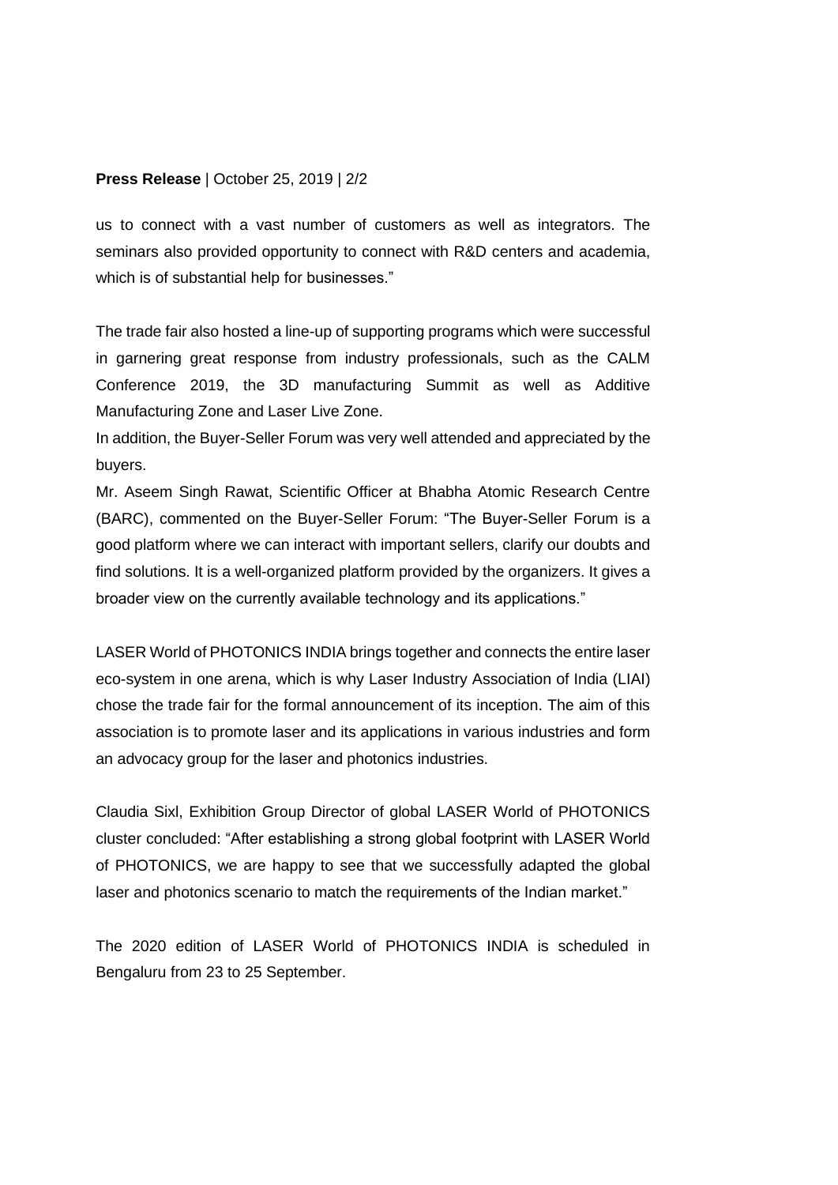us to connect with a vast number of customers as well as integrators. The seminars also provided opportunity to connect with R&D centers and academia, which is of substantial help for businesses."

The trade fair also hosted a line-up of supporting programs which were successful in garnering great response from industry professionals, such as the CALM Conference 2019, the 3D manufacturing Summit as well as Additive Manufacturing Zone and Laser Live Zone.

In addition, the Buyer-Seller Forum was very well attended and appreciated by the buyers.

Mr. Aseem Singh Rawat, Scientific Officer at Bhabha Atomic Research Centre (BARC), commented on the Buyer-Seller Forum: "The Buyer-Seller Forum is a good platform where we can interact with important sellers, clarify our doubts and find solutions. It is a well-organized platform provided by the organizers. It gives a broader view on the currently available technology and its applications."

LASER World of PHOTONICS INDIA brings together and connects the entire laser eco-system in one arena, which is why Laser Industry Association of India (LIAI) chose the trade fair for the formal announcement of its inception. The aim of this association is to promote laser and its applications in various industries and form an advocacy group for the laser and photonics industries.

Claudia Sixl, Exhibition Group Director of global LASER World of PHOTONICS cluster concluded: "After establishing a strong global footprint with LASER World of PHOTONICS, we are happy to see that we successfully adapted the global laser and photonics scenario to match the requirements of the Indian market."

The 2020 edition of LASER World of PHOTONICS INDIA is scheduled in Bengaluru from 23 to 25 September.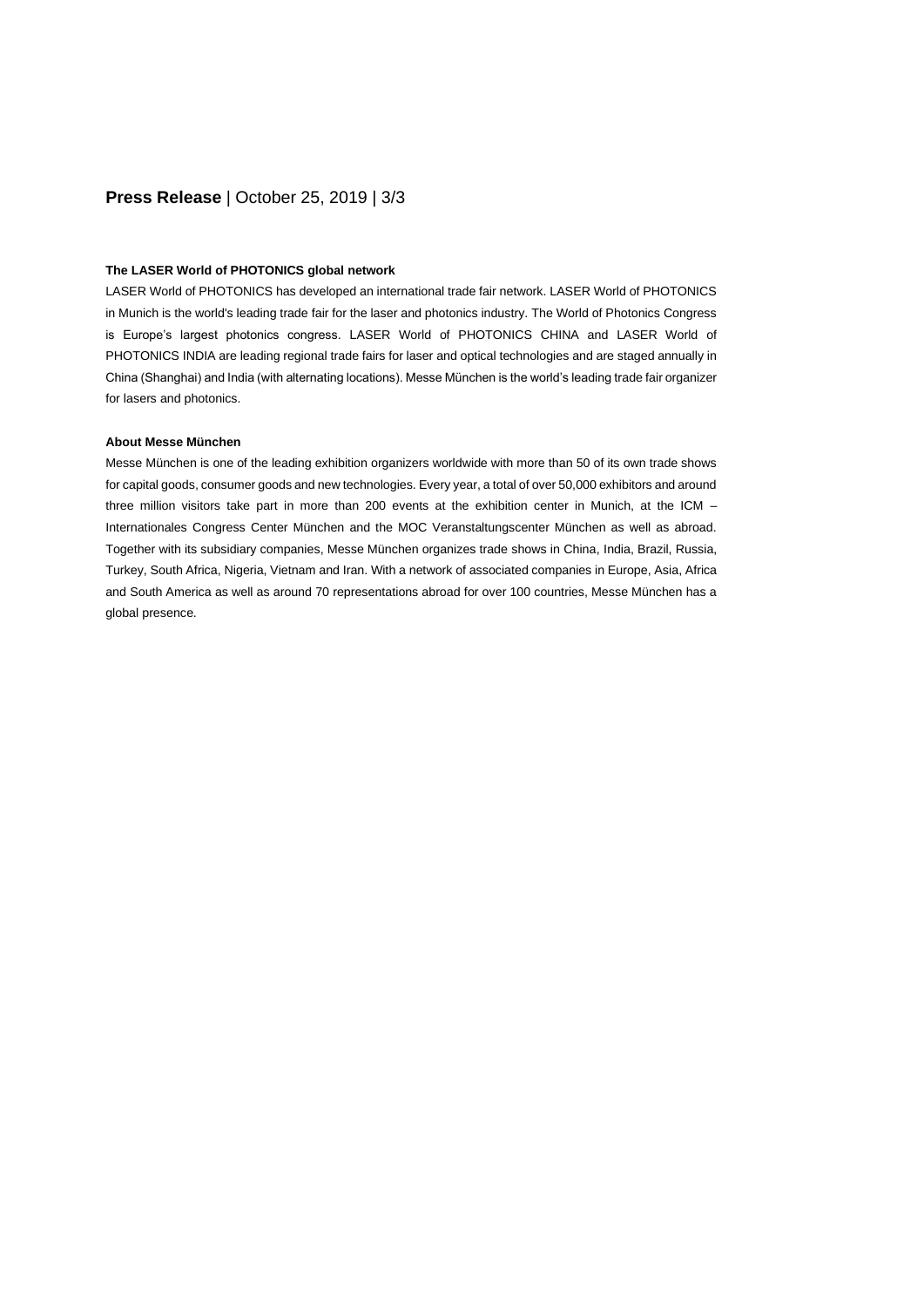### The LASER World of PHOTONICS global network

LASER World of PHOTONICS has developed an international trade fair network. LASER World of PHOTONICS in Munich is the world's leading trade fair for the laser and photonics industry. The World of Photonics Congress is Europe's largest photonics congress. LASER World of PHOTONICS CHINA and LASER World of PHOTONICS INDIA are leading regional trade fairs for laser and optical technologies and are staged annually in China (Shanghai) and India (with alternating locations). Messe München is the world's leading trade fair organizer for lasers and photonics.

### About Messe München

Messe München is one of the leading exhibition organizers worldwide with more than 50 of its own trade shows for capital goods, consumer goods and new technologies. Every year, a total of over 50,000 exhibitors and around three million visitors take part in more than 200 events at the exhibition center in Munich, at the ICM – Internationales Congress Center München and the MOC Veranstaltungscenter München as well as abroad. Together with its subsidiary companies, Messe München organizes trade shows in China, India, Brazil, Russia, Turkey, South Africa, Nigeria, Vietnam and Iran. With a network of associated companies in Europe, Asia, Africa and South America as well as around 70 representations abroad for over 100 countries, Messe München has a global presence.